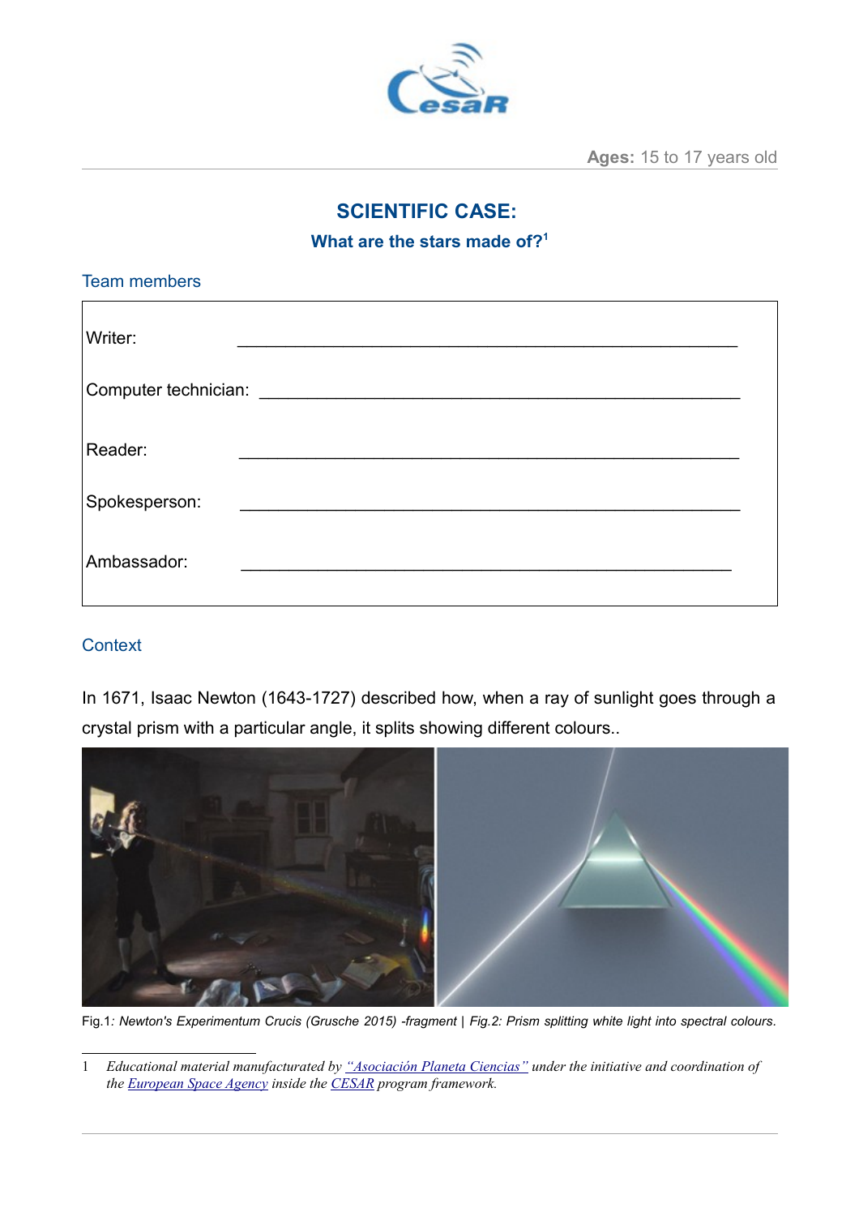**Ages:** 15 to 17 years old

# SCIENTIFIC CASE:

## What are the stars made of?[1]

### Team members

| | |
|---|---|
| Writer: | ____________________________________________ |
| Computer technician: | ____________________________________________ |
| Reader: | ____________________________________________ |
| Spokesperson: | ____________________________________________ |
| Ambassador: | ____________________________________________ |

### Context

In 1671, Isaac Newton (1643-1727) described how, when a ray of sunlight goes through a crystal prism with a particular angle, it splits showing different colours..

Fig.1*: Newton's Experimentum Crucis (Grusche 2015) -fragment* | *Fig.2: Prism splitting white light into spectral colours.*

---

1 *Educational material manufacturated by "Asociación Planeta Ciencias" under the initiative and coordination of the European Space Agency inside the CESAR program framework.*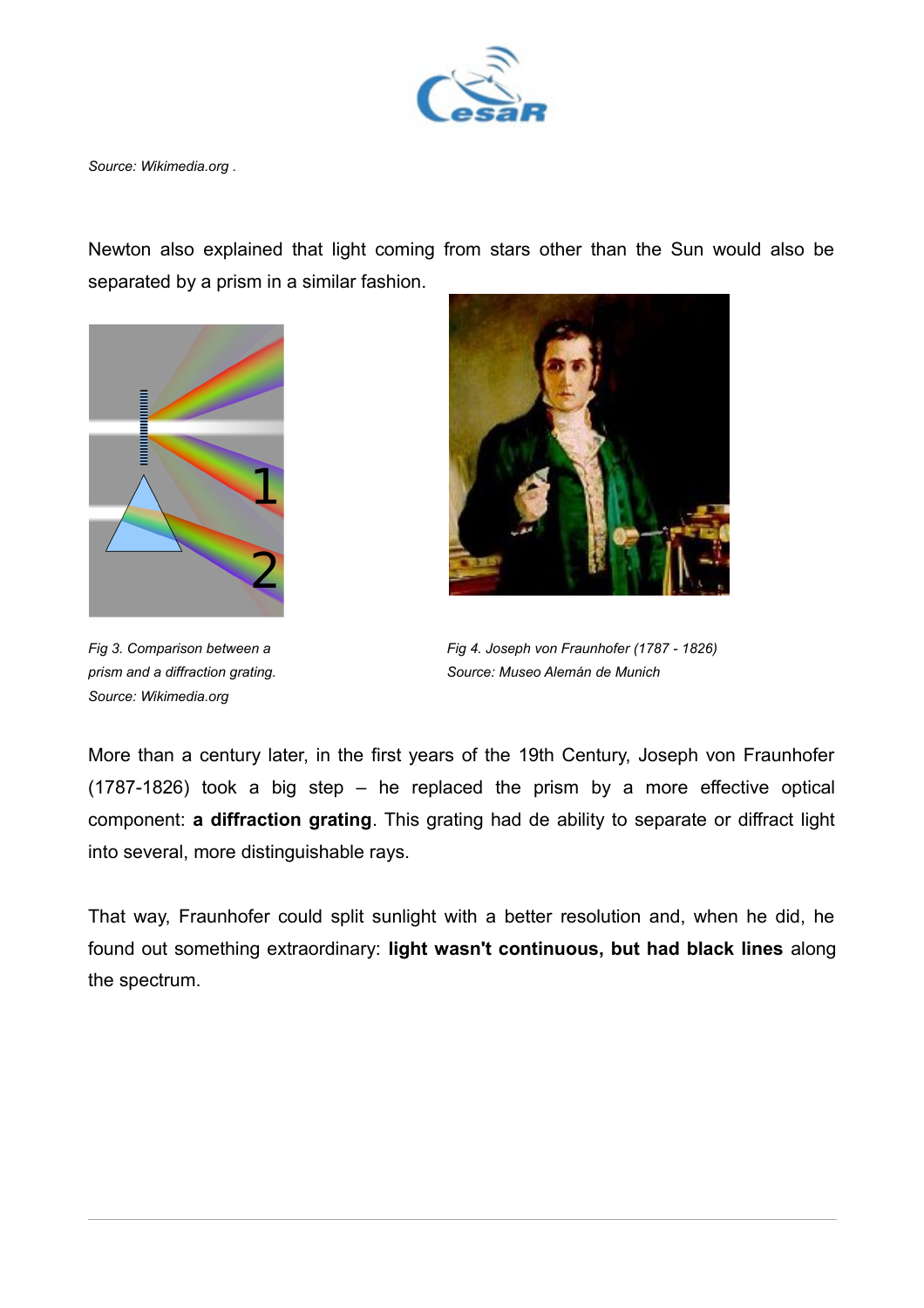*Source: Wikimedia.org .*

Newton also explained that light coming from stars other than the Sun would also be separated by a prism in a similar fashion.

*Fig 3. Comparison between a prism and a diffraction grating. Source: Wikimedia.org*

*Fig 4. Joseph von Fraunhofer (1787 - 1826) Source: Museo Alemán de Munich*

More than a century later, in the first years of the 19th Century, Joseph von Fraunhofer (1787-1826) took a big step – he replaced the prism by a more effective optical component: **a diffraction grating**. This grating had de ability to separate or diffract light into several, more distinguishable rays.

That way, Fraunhofer could split sunlight with a better resolution and, when he did, he found out something extraordinary: **light wasn't continuous, but had black lines** along the spectrum.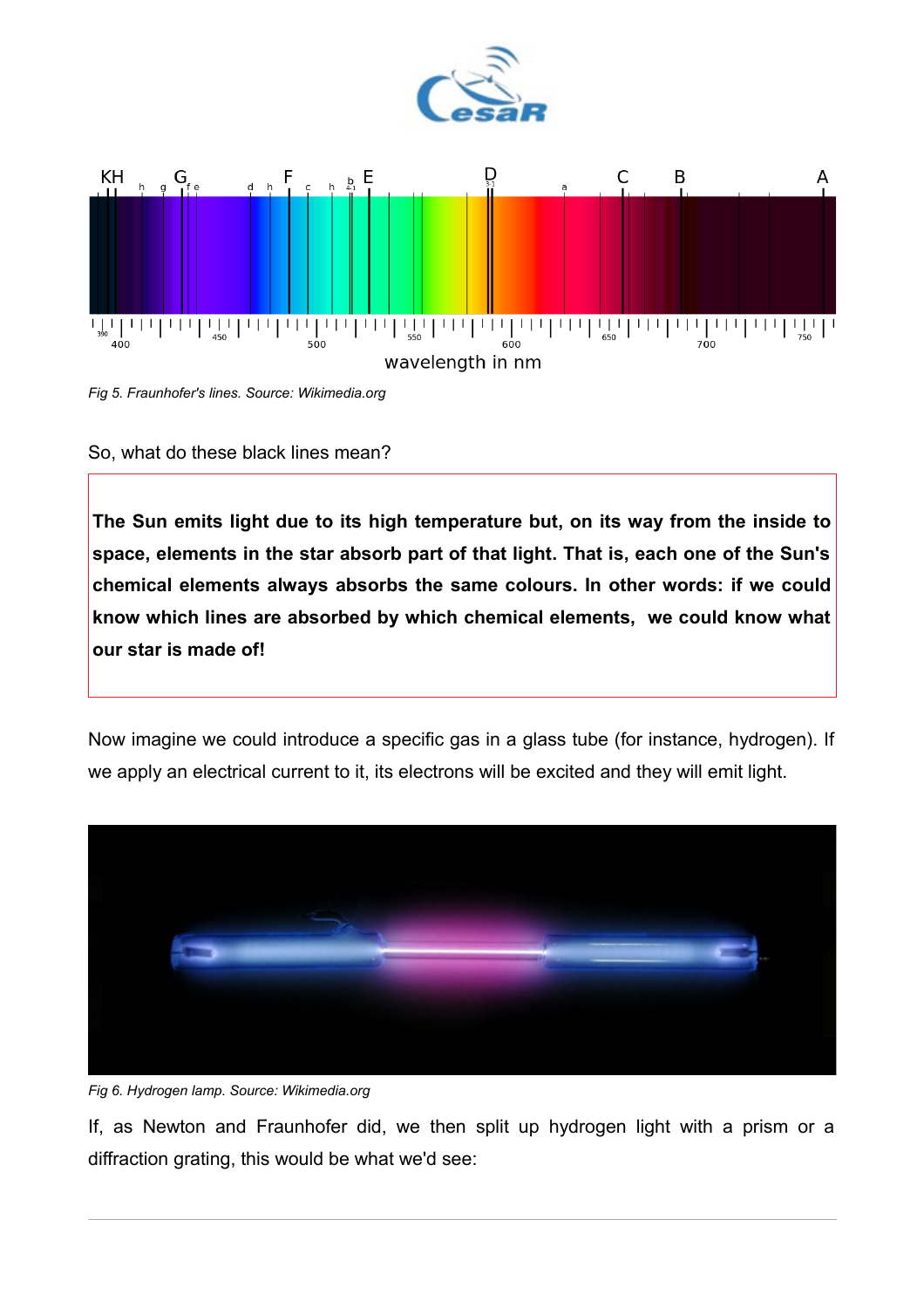*Fig 5. Fraunhofer's lines. Source: Wikimedia.org*

So, what do these black lines mean?

**The Sun emits light due to its high temperature but, on its way from the inside to space, elements in the star absorb part of that light. That is, each one of the Sun's chemical elements always absorbs the same colours. In other words: if we could know which lines are absorbed by which chemical elements, we could know what our star is made of!**

Now imagine we could introduce a specific gas in a glass tube (for instance, hydrogen). If we apply an electrical current to it, its electrons will be excited and they will emit light.

*Fig 6. Hydrogen lamp. Source: Wikimedia.org*

If, as Newton and Fraunhofer did, we then split up hydrogen light with a prism or a diffraction grating, this would be what we'd see: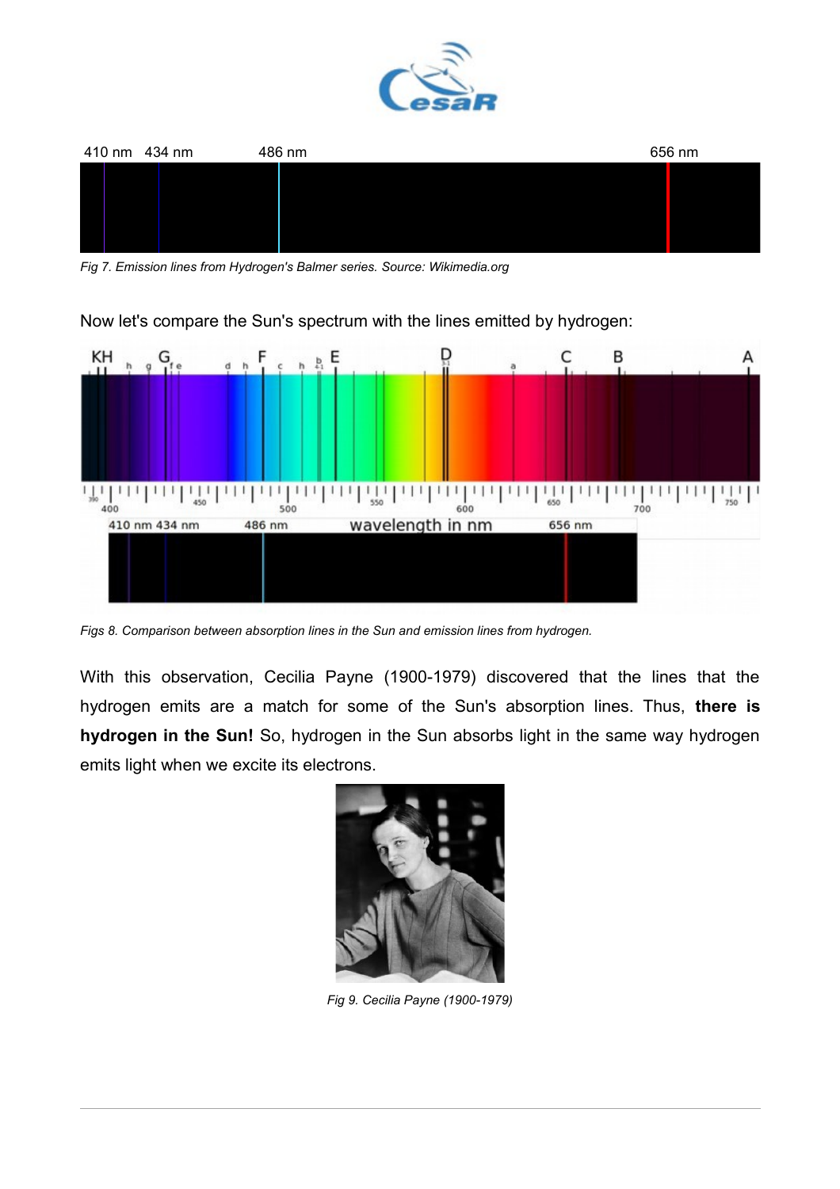Fig 7. *Emission lines from Hydrogen's Balmer series. Source: Wikimedia.org*

Now let's compare the Sun's spectrum with the lines emitted by hydrogen:

*Figs 8. Comparison between absorption lines in the Sun and emission lines from hydrogen.*

With this observation, Cecilia Payne (1900-1979) discovered that the lines that the hydrogen emits are a match for some of the Sun's absorption lines. Thus, **there is hydrogen in the Sun!** So, hydrogen in the Sun absorbs light in the same way hydrogen emits light when we excite its electrons.

*Fig 9. Cecilia Payne (1900-1979)*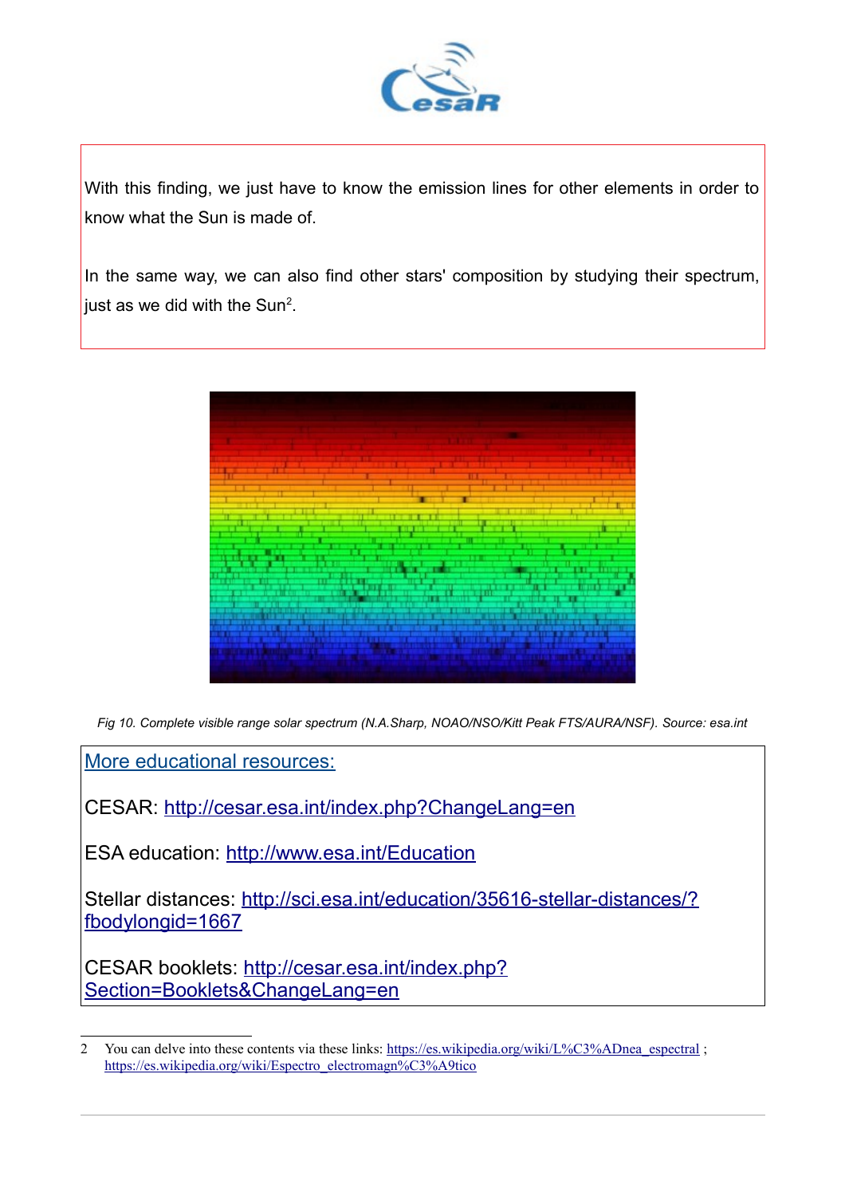With this finding, we just have to know the emission lines for other elements in order to know what the Sun is made of.

In the same way, we can also find other stars' composition by studying their spectrum, just as we did with the Sun[2].

*Fig 10. Complete visible range solar spectrum (N.A.Sharp, NOAO/NSO/Kitt Peak FTS/AURA/NSF). Source: esa.int*

More educational resources:

CESAR: http://cesar.esa.int/index.php?ChangeLang=en

ESA education: http://www.esa.int/Education

Stellar distances: http://sci.esa.int/education/35616-stellar-distances/?fbodylongid=1667

CESAR booklets: http://cesar.esa.int/index.php?Section=Booklets&ChangeLang=en

---

2 You can delve into these contents via these links: https://es.wikipedia.org/wiki/L%C3%ADnea_espectral ; https://es.wikipedia.org/wiki/Espectro_electromagn%C3%A9tico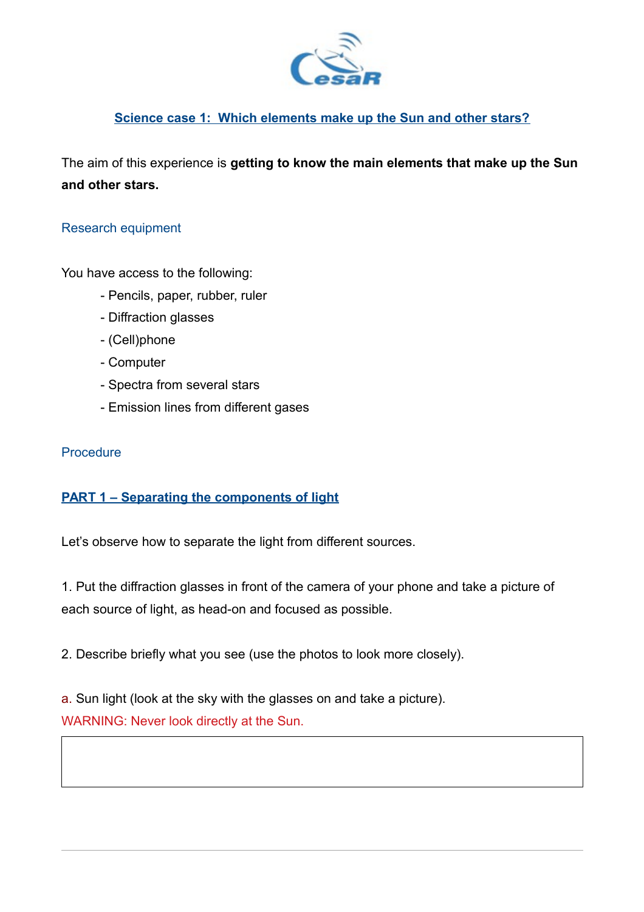## Science case 1: Which elements make up the Sun and other stars?

The aim of this experience is **getting to know the main elements that make up the Sun and other stars.**

### Research equipment

You have access to the following:

- Pencils, paper, rubber, ruler
- Diffraction glasses
- (Cell)phone
- Computer
- Spectra from several stars
- Emission lines from different gases

### Procedure

#### PART 1 – Separating the components of light

Let's observe how to separate the light from different sources.

1. Put the diffraction glasses in front of the camera of your phone and take a picture of each source of light, as head-on and focused as possible.

2. Describe briefly what you see (use the photos to look more closely).

a. Sun light (look at the sky with the glasses on and take a picture).
WARNING: Never look directly at the Sun.

| |
|---|
| |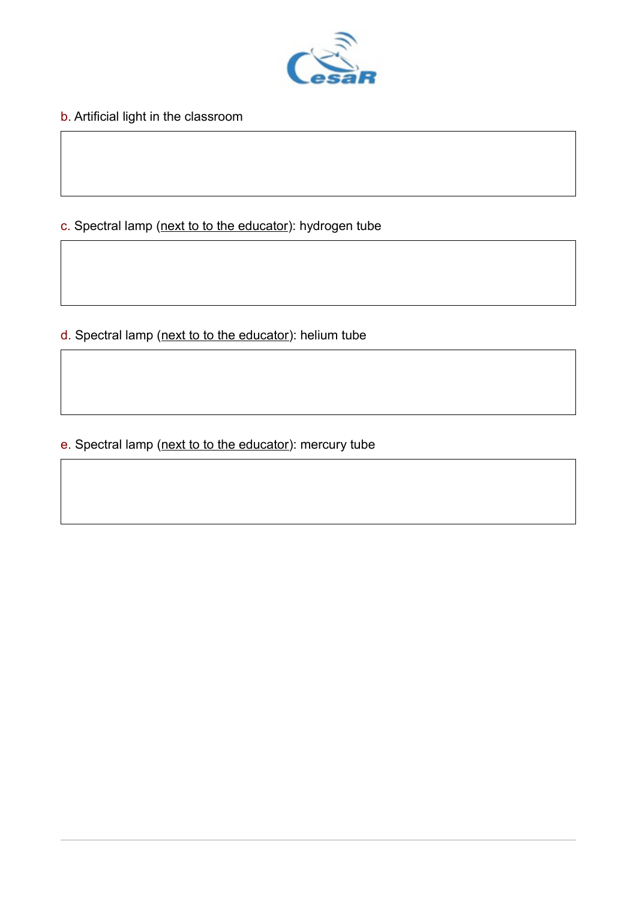b. Artificial light in the classroom

c. Spectral lamp (next to to the educator): hydrogen tube

d. Spectral lamp (next to to the educator): helium tube

e. Spectral lamp (next to to the educator): mercury tube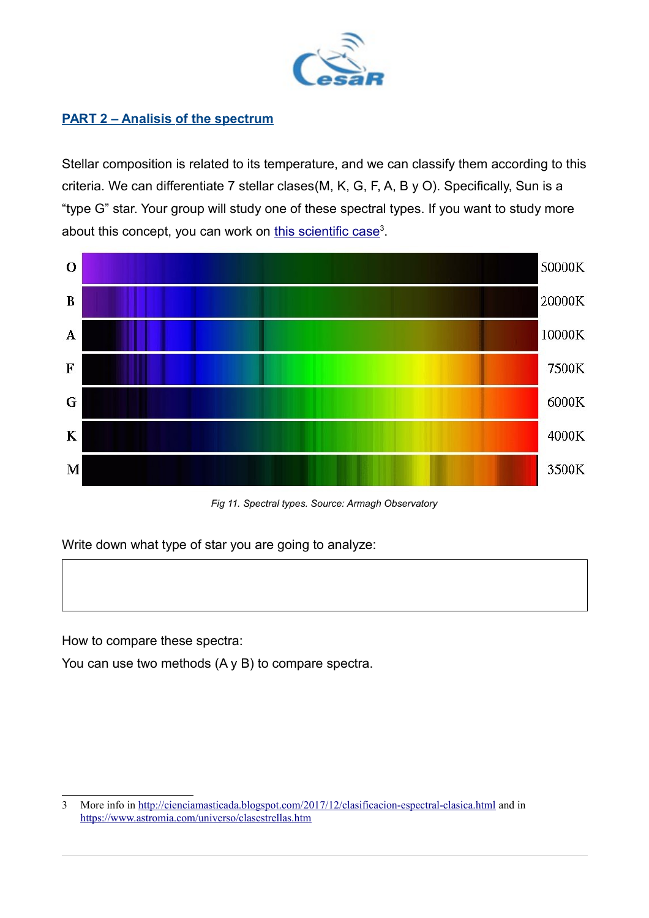## PART 2 – Analisis of the spectrum

Stellar composition is related to its temperature, and we can classify them according to this criteria. We can differentiate 7 stellar clases(M, K, G, F, A, B y O). Specifically, Sun is a "type G" star. Your group will study one of these spectral types. If you want to study more about this concept, you can work on this scientific case[3].

| | |
|---|---|
| O | 50000K |
| B | 20000K |
| A | 10000K |
| F | 7500K |
| G | 6000K |
| K | 4000K |
| M | 3500K |

*Fig 11. Spectral types. Source: Armagh Observatory*

Write down what type of star you are going to analyze:

| |
|---|
| |

How to compare these spectra:

You can use two methods (A y B) to compare spectra.

---

3 More info in http://cienciamasticada.blogspot.com/2017/12/clasificacion-espectral-clasica.html and in https://www.astromia.com/universo/clasestrellas.htm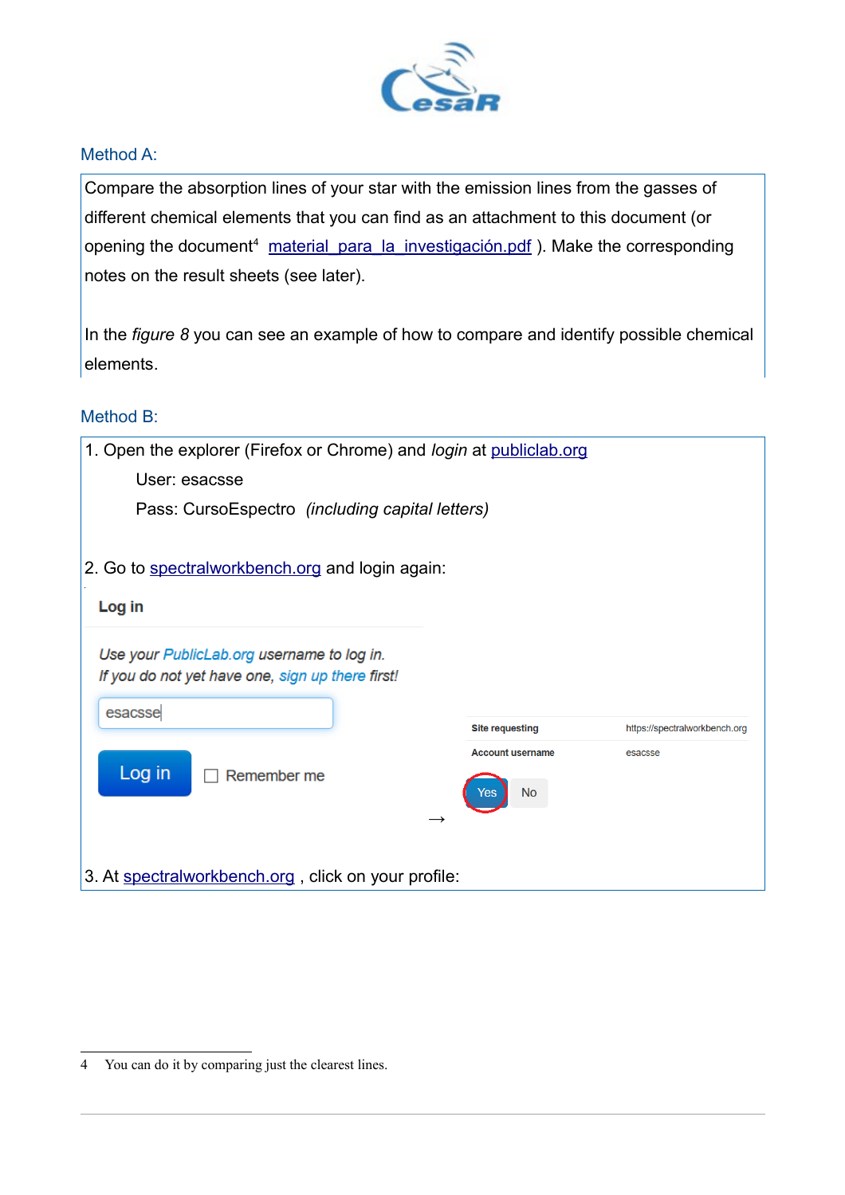### Method A:

Compare the absorption lines of your star with the emission lines from the gasses of different chemical elements that you can find as an attachment to this document (or opening the document[4] material_para_la_investigación.pdf ). Make the corresponding notes on the result sheets (see later).

In the *figure 8* you can see an example of how to compare and identify possible chemical elements.

### Method B:

1. Open the explorer (Firefox or Chrome) and *login* at publiclab.org

   User: esacsse

   Pass: CursoEspectro *(including capital letters)*

2. Go to spectralworkbench.org and login again:

**Log in**

*Use your PublicLab.org username to log in.*
*If you do not yet have one, sign up there first!*

esacsse

Log in ☐ Remember me

→

| Site requesting | https://spectralworkbench.org |
|---|---|
| Account username | esacsse |

Yes No

3. At spectralworkbench.org , click on your profile:

---

4 You can do it by comparing just the clearest lines.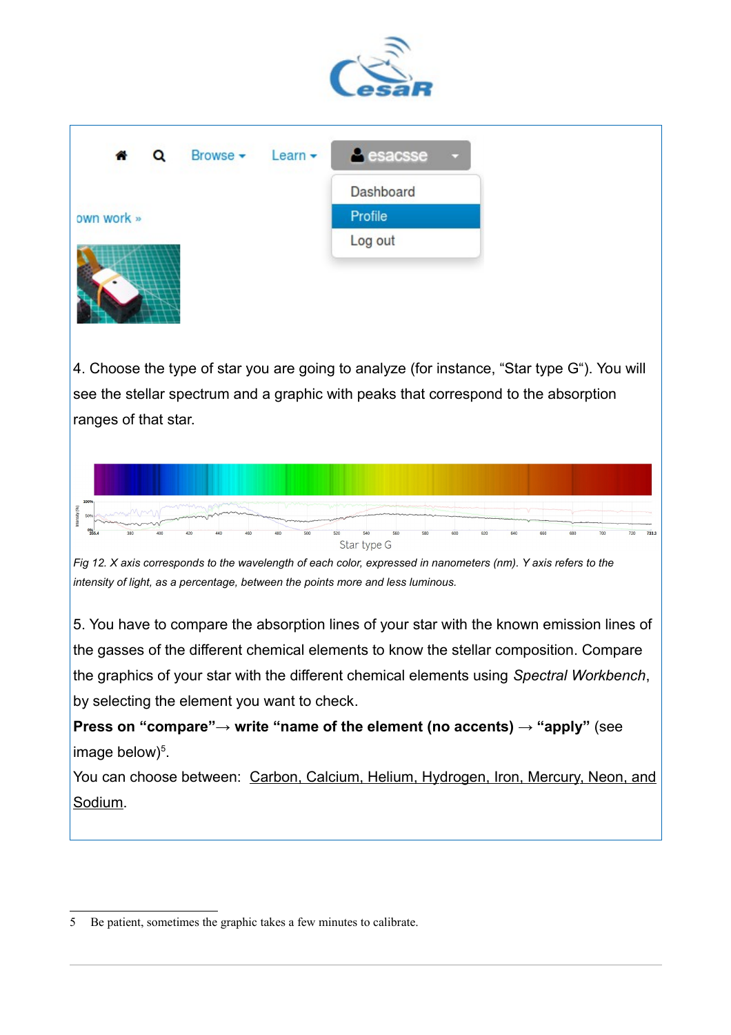4. Choose the type of star you are going to analyze (for instance, “Star type G“). You will see the stellar spectrum and a graphic with peaks that correspond to the absorption ranges of that star.

*Fig 12. X axis corresponds to the wavelength of each color, expressed in nanometers (nm). Y axis refers to the intensity of light, as a percentage, between the points more and less luminous.*

5. You have to compare the absorption lines of your star with the known emission lines of the gasses of the different chemical elements to know the stellar composition. Compare the graphics of your star with the different chemical elements using *Spectral Workbench*, by selecting the element you want to check.

**Press on “compare”→ write “name of the element (no accents) → “apply”** (see image below)[5].

You can choose between: Carbon, Calcium, Helium, Hydrogen, Iron, Mercury, Neon, and Sodium.

---

5 Be patient, sometimes the graphic takes a few minutes to calibrate.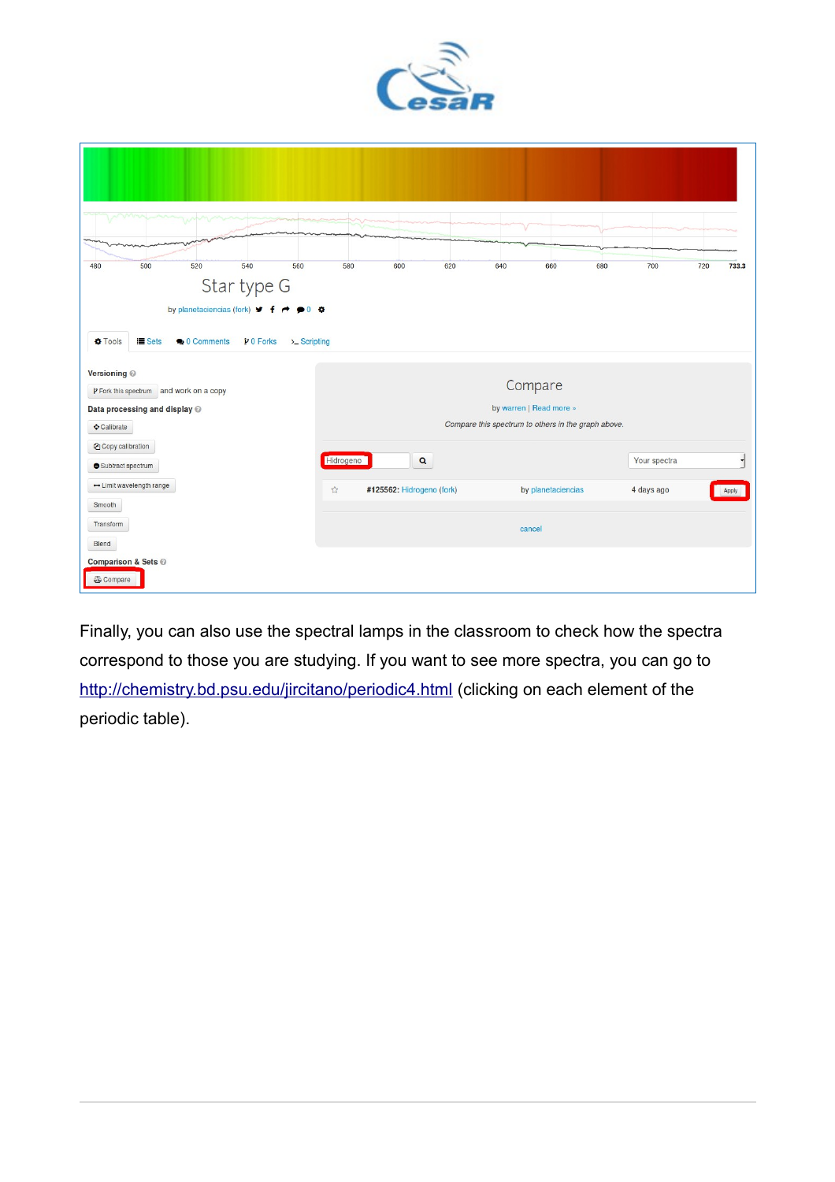Finally, you can also use the spectral lamps in the classroom to check how the spectra correspond to those you are studying. If you want to see more spectra, you can go to http://chemistry.bd.psu.edu/jircitano/periodic4.html (clicking on each element of the periodic table).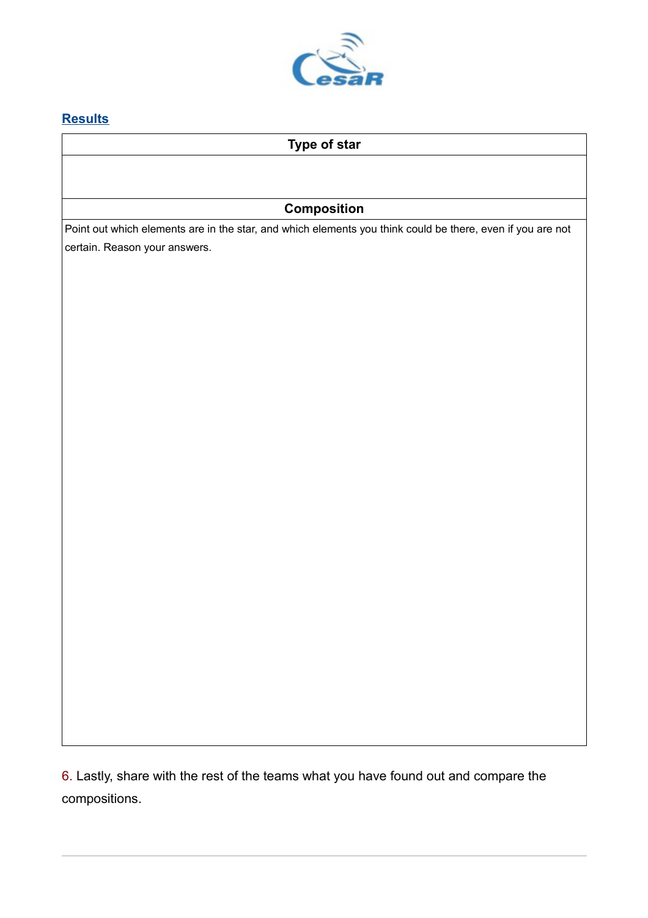## Results

| Type of star |
|---|
| |
| **Composition** |
| Point out which elements are in the star, and which elements you think could be there, even if you are not certain. Reason your answers. |

6. Lastly, share with the rest of the teams what you have found out and compare the compositions.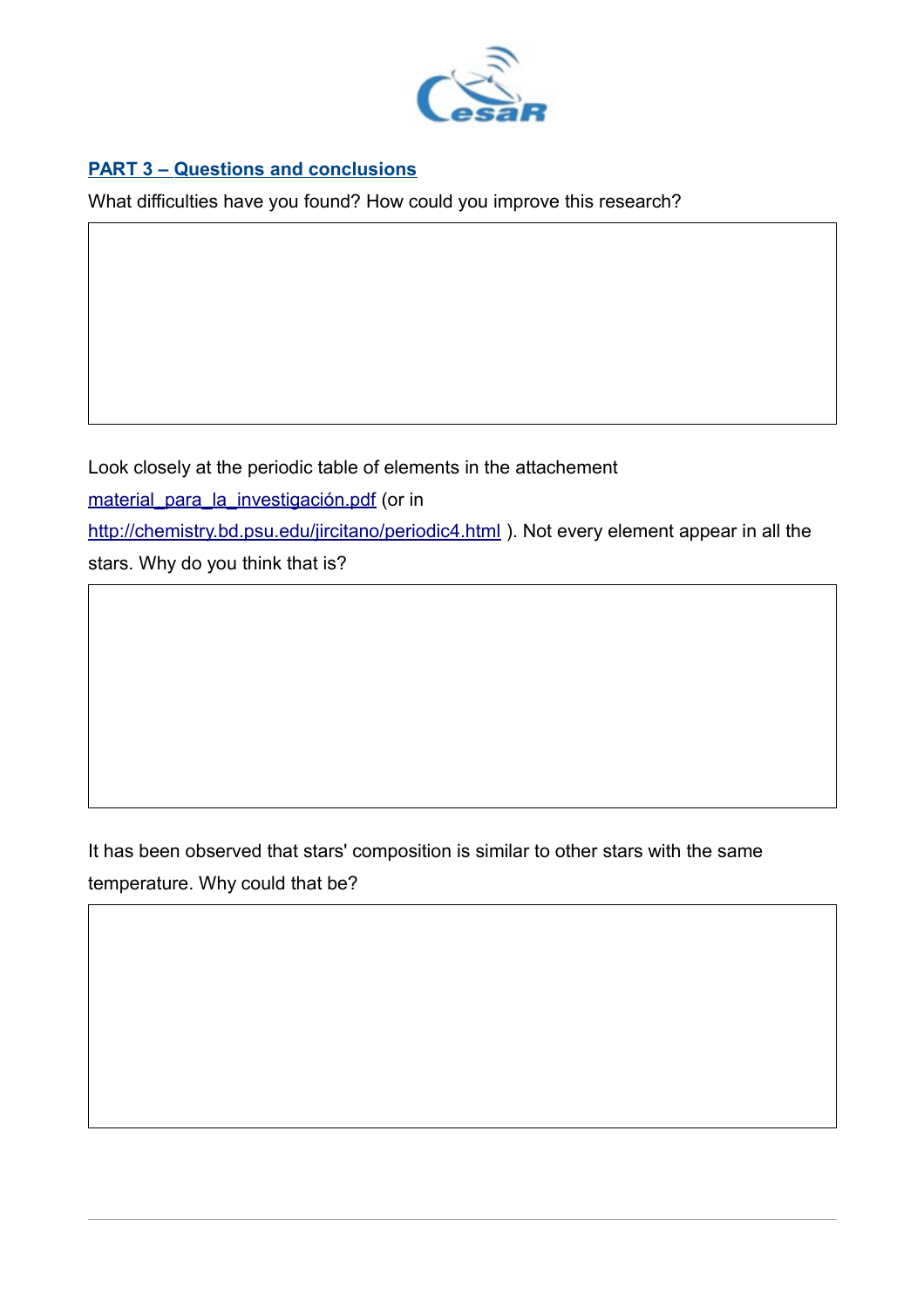## PART 3 – Questions and conclusions

What difficulties have you found? How could you improve this research?

Look closely at the periodic table of elements in the attachement material_para_la_investigación.pdf (or in http://chemistry.bd.psu.edu/jircitano/periodic4.html ). Not every element appear in all the stars. Why do you think that is?

It has been observed that stars' composition is similar to other stars with the same temperature. Why could that be?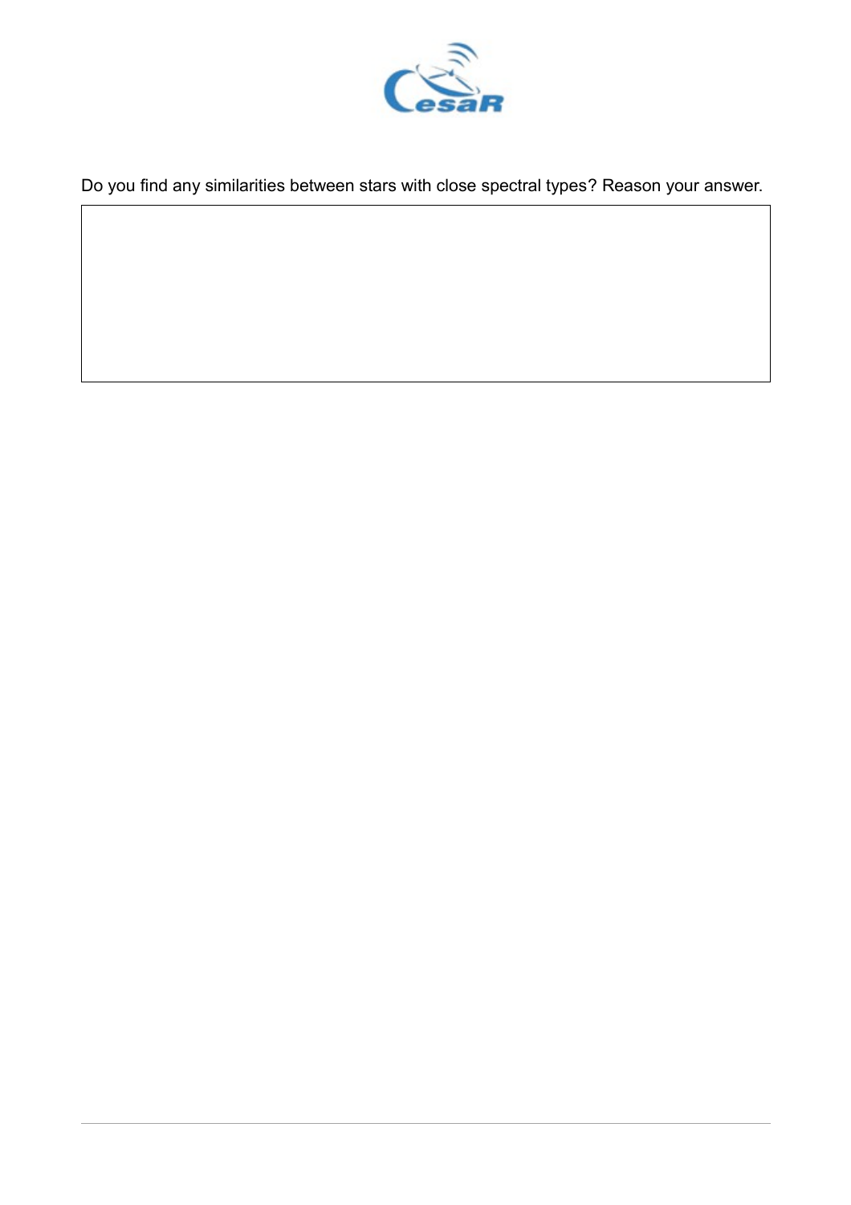Do you find any similarities between stars with close spectral types? Reason your answer.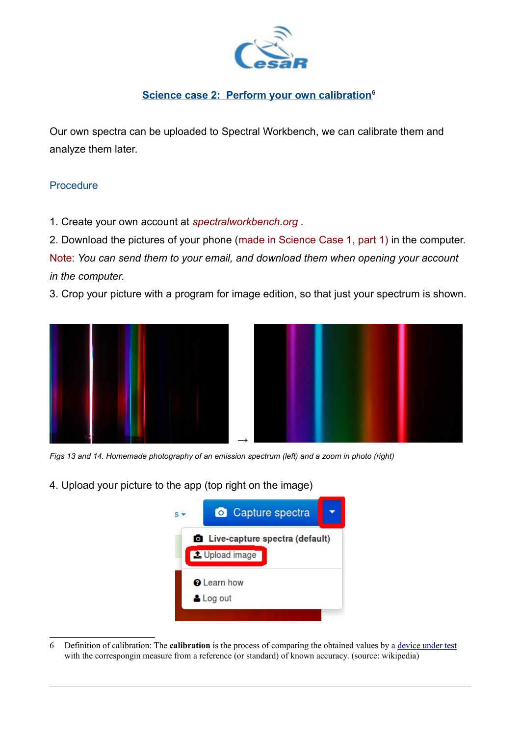## Science case 2: Perform your own calibration[6]

Our own spectra can be uploaded to Spectral Workbench, we can calibrate them and analyze them later.

### Procedure

1. Create your own account at *spectralworkbench.org .*
2. Download the pictures of your phone (made in Science Case 1, part 1) in the computer.

Note: *You can send them to your email, and download them when opening your account in the computer.*

3. Crop your picture with a program for image edition, so that just your spectrum is shown.

→

*Figs 13 and 14. Homemade photography of an emission spectrum (left) and a zoom in photo (right)*

4. Upload your picture to the app (top right on the image)

---

6 Definition of calibration: The **calibration** is the process of comparing the obtained values by a device under test with the correspongin measure from a reference (or standard) of known accuracy. (source: wikipedia)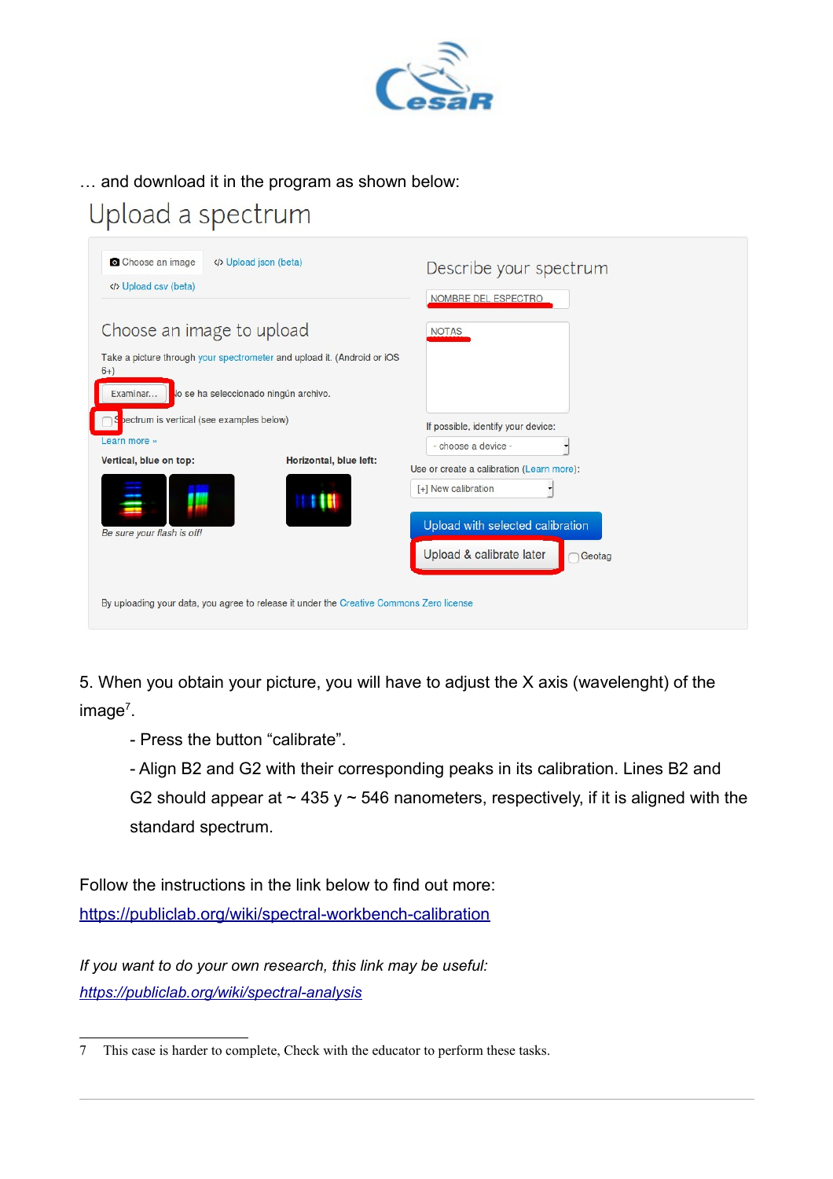… and download it in the program as shown below:

5. When you obtain your picture, you will have to adjust the X axis (wavelenght) of the image[7].

- Press the button "calibrate".
- Align B2 and G2 with their corresponding peaks in its calibration. Lines B2 and G2 should appear at ~ 435 y ~ 546 nanometers, respectively, if it is aligned with the standard spectrum.

Follow the instructions in the link below to find out more:
[https://publiclab.org/wiki/spectral-workbench-calibration](https://publiclab.org/wiki/spectral-workbench-calibration)

*If you want to do your own research, this link may be useful:*
*[https://publiclab.org/wiki/spectral-analysis](https://publiclab.org/wiki/spectral-analysis)*

---

7 This case is harder to complete, Check with the educator to perform these tasks.